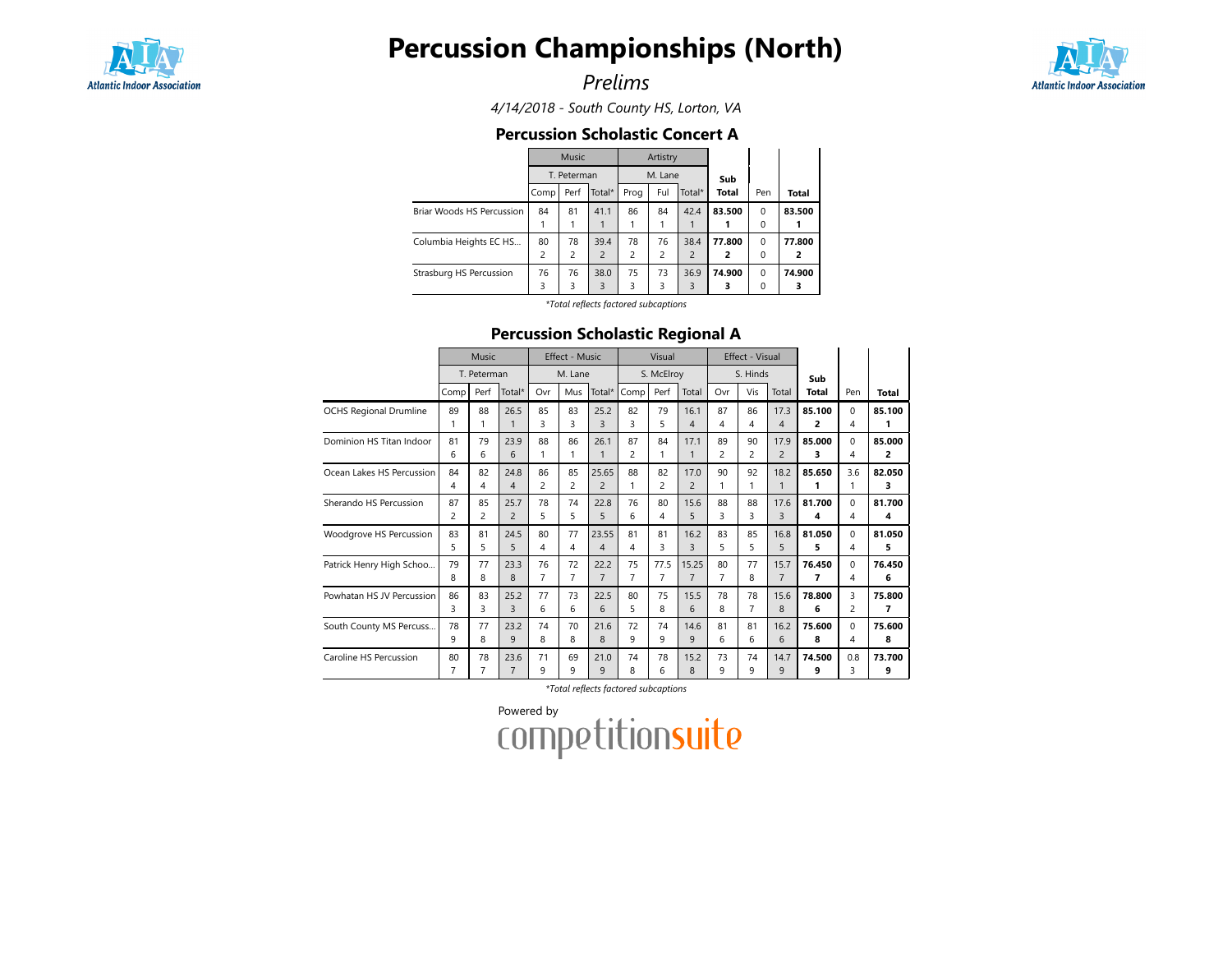# Percussion Championships (North)

*Prelims*

*4/14/2018 - South County HS, Lorton, VA*

## Percussion Scholastic Concert A

| | Music | | | Artistry | | | Sub Total | Pen | Total |
|---|---|---|---|---|---|---|---|---|---|
| | T. Peterman | | | M. Lane | | | | | |
| | Comp | Perf | Total* | Prog | Ful | Total* | | | |
| Briar Woods HS Percussion | 84<br>1 | 81<br>1 | 41.1<br>1 | 86<br>1 | 84<br>1 | 42.4<br>1 | **83.500**<br>**1** | 0<br>0 | **83.500**<br>**1** |
| Columbia Heights EC HS... | 80<br>2 | 78<br>2 | 39.4<br>2 | 78<br>2 | 76<br>2 | 38.4<br>2 | **77.800**<br>**2** | 0<br>0 | **77.800**<br>**2** |
| Strasburg HS Percussion | 76<br>3 | 76<br>3 | 38.0<br>3 | 75<br>3 | 73<br>3 | 36.9<br>3 | **74.900**<br>**3** | 0<br>0 | **74.900**<br>**3** |

*\*Total reflects factored subcaptions*

## Percussion Scholastic Regional A

| | Music | | | Effect - Music | | | Visual | | | Effect - Visual | | | Sub Total | Pen | Total |
|---|---|---|---|---|---|---|---|---|---|---|---|---|---|---|---|
| | T. Peterman | | | M. Lane | | | S. McElroy | | | S. Hinds | | | | | |
| | Comp | Perf | Total* | Ovr | Mus | Total* | Comp | Perf | Total | Ovr | Vis | Total | | | |
| OCHS Regional Drumline | 89<br>1 | 88<br>1 | 26.5<br>1 | 85<br>3 | 83<br>3 | 25.2<br>3 | 82<br>3 | 79<br>5 | 16.1<br>4 | 87<br>4 | 86<br>4 | 17.3<br>4 | **85.100**<br>**2** | 0<br>4 | **85.100**<br>**1** |
| Dominion HS Titan Indoor | 81<br>6 | 79<br>6 | 23.9<br>6 | 88<br>1 | 86<br>1 | 26.1<br>1 | 87<br>2 | 84<br>1 | 17.1<br>1 | 89<br>2 | 90<br>2 | 17.9<br>2 | **85.000**<br>**3** | 0<br>4 | **85.000**<br>**2** |
| Ocean Lakes HS Percussion | 84<br>4 | 82<br>4 | 24.8<br>4 | 86<br>2 | 85<br>2 | 25.65<br>2 | 88<br>1 | 82<br>2 | 17.0<br>2 | 90<br>1 | 92<br>1 | 18.2<br>1 | **85.650**<br>**1** | 3.6<br>1 | **82.050**<br>**3** |
| Sherando HS Percussion | 87<br>2 | 85<br>2 | 25.7<br>2 | 78<br>5 | 74<br>5 | 22.8<br>5 | 76<br>6 | 80<br>4 | 15.6<br>5 | 88<br>3 | 88<br>3 | 17.6<br>3 | **81.700**<br>**4** | 0<br>4 | **81.700**<br>**4** |
| Woodgrove HS Percussion | 83<br>5 | 81<br>5 | 24.5<br>5 | 80<br>4 | 77<br>4 | 23.55<br>4 | 81<br>4 | 81<br>3 | 16.2<br>3 | 83<br>5 | 85<br>5 | 16.8<br>5 | **81.050**<br>**5** | 0<br>4 | **81.050**<br>**5** |
| Patrick Henry High Schoo... | 79<br>8 | 77<br>8 | 23.3<br>8 | 76<br>7 | 72<br>7 | 22.2<br>7 | 75<br>7 | 77.5<br>7 | 15.25<br>7 | 80<br>7 | 77<br>8 | 15.7<br>7 | **76.450**<br>**7** | 0<br>4 | **76.450**<br>**6** |
| Powhatan HS JV Percussion | 86<br>3 | 83<br>3 | 25.2<br>3 | 77<br>6 | 73<br>6 | 22.5<br>6 | 80<br>5 | 75<br>8 | 15.5<br>6 | 78<br>8 | 78<br>7 | 15.6<br>8 | **78.800**<br>**6** | 3<br>2 | **75.800**<br>**7** |
| South County MS Percuss... | 78<br>9 | 77<br>8 | 23.2<br>9 | 74<br>8 | 70<br>8 | 21.6<br>8 | 72<br>9 | 74<br>9 | 14.6<br>9 | 81<br>6 | 81<br>6 | 16.2<br>6 | **75.600**<br>**8** | 0<br>4 | **75.600**<br>**8** |
| Caroline HS Percussion | 80<br>7 | 78<br>7 | 23.6<br>7 | 71<br>9 | 69<br>9 | 21.0<br>9 | 74<br>8 | 78<br>6 | 15.2<br>8 | 73<br>9 | 74<br>9 | 14.7<br>9 | **74.500**<br>**9** | 0.8<br>3 | **73.700**<br>**9** |

*\*Total reflects factored subcaptions*

Powered by competitionsuite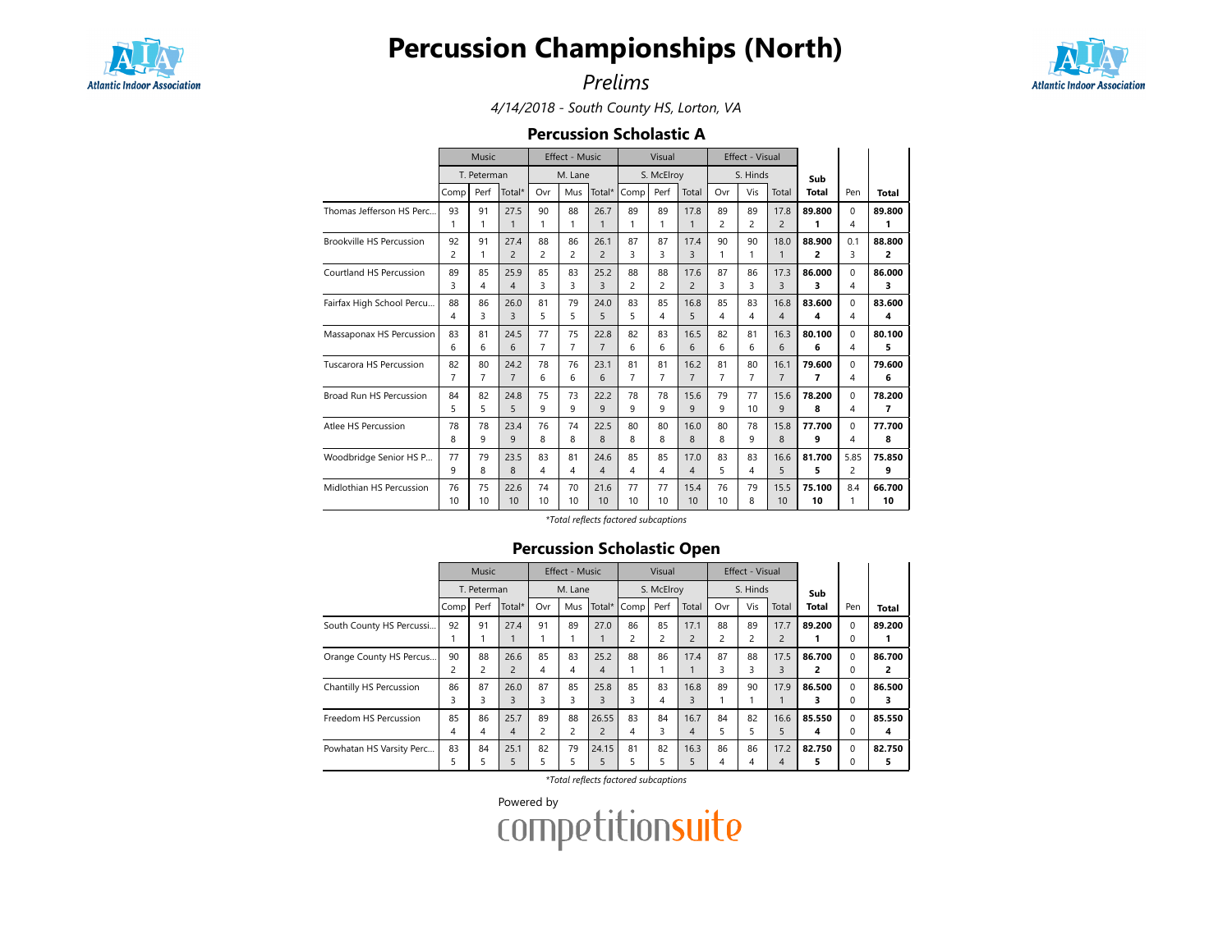# Percussion Championships (North)

*Prelims*

*4/14/2018 - South County HS, Lorton, VA*

### Percussion Scholastic A

| | Music | | | Effect - Music | | | Visual | | | Effect - Visual | | | Sub | | |
|---|---|---|---|---|---|---|---|---|---|---|---|---|---|---|---|
| | T. Peterman | | | M. Lane | | | S. McElroy | | | S. Hinds | | | | | |
| | Comp | Perf | Total* | Ovr | Mus | Total* | Comp | Perf | Total | Ovr | Vis | Total | Total | Pen | Total |
| Thomas Jefferson HS Perc... | 93<br>1 | 91<br>1 | 27.5<br>1 | 90<br>1 | 88<br>1 | 26.7<br>1 | 89<br>1 | 89<br>1 | 17.8<br>1 | 89<br>2 | 89<br>2 | 17.8<br>2 | **89.800**<br>**1** | 0<br>4 | **89.800**<br>**1** |
| Brookville HS Percussion | 92<br>2 | 91<br>1 | 27.4<br>2 | 88<br>2 | 86<br>2 | 26.1<br>2 | 87<br>3 | 87<br>3 | 17.4<br>3 | 90<br>1 | 90<br>1 | 18.0<br>1 | **88.900**<br>**2** | 0.1<br>3 | **88.800**<br>**2** |
| Courtland HS Percussion | 89<br>3 | 85<br>4 | 25.9<br>4 | 85<br>3 | 83<br>3 | 25.2<br>3 | 88<br>2 | 88<br>2 | 17.6<br>2 | 87<br>3 | 86<br>3 | 17.3<br>3 | **86.000**<br>**3** | 0<br>4 | **86.000**<br>**3** |
| Fairfax High School Percu... | 88<br>4 | 86<br>3 | 26.0<br>3 | 81<br>5 | 79<br>5 | 24.0<br>5 | 83<br>5 | 85<br>4 | 16.8<br>5 | 85<br>4 | 83<br>4 | 16.8<br>4 | **83.600**<br>**4** | 0<br>4 | **83.600**<br>**4** |
| Massaponax HS Percussion | 83<br>6 | 81<br>6 | 24.5<br>6 | 77<br>7 | 75<br>7 | 22.8<br>7 | 82<br>6 | 83<br>6 | 16.5<br>6 | 82<br>6 | 81<br>6 | 16.3<br>6 | **80.100**<br>**6** | 0<br>4 | **80.100**<br>**5** |
| Tuscarora HS Percussion | 82<br>7 | 80<br>7 | 24.2<br>7 | 78<br>6 | 76<br>6 | 23.1<br>6 | 81<br>7 | 81<br>7 | 16.2<br>7 | 81<br>7 | 80<br>7 | 16.1<br>7 | **79.600**<br>**7** | 0<br>4 | **79.600**<br>**6** |
| Broad Run HS Percussion | 84<br>5 | 82<br>5 | 24.8<br>5 | 75<br>9 | 73<br>9 | 22.2<br>9 | 78<br>9 | 78<br>9 | 15.6<br>9 | 79<br>9 | 77<br>10 | 15.6<br>9 | **78.200**<br>**8** | 0<br>4 | **78.200**<br>**7** |
| Atlee HS Percussion | 78<br>8 | 78<br>9 | 23.4<br>9 | 76<br>8 | 74<br>8 | 22.5<br>8 | 80<br>8 | 80<br>8 | 16.0<br>8 | 80<br>8 | 78<br>9 | 15.8<br>8 | **77.700**<br>**9** | 0<br>4 | **77.700**<br>**8** |
| Woodbridge Senior HS P... | 77<br>9 | 79<br>8 | 23.5<br>8 | 83<br>4 | 81<br>4 | 24.6<br>4 | 85<br>4 | 85<br>4 | 17.0<br>4 | 83<br>5 | 83<br>4 | 16.6<br>5 | **81.700**<br>**5** | 5.85<br>2 | **75.850**<br>**9** |
| Midlothian HS Percussion | 76<br>10 | 75<br>10 | 22.6<br>10 | 74<br>10 | 70<br>10 | 21.6<br>10 | 77<br>10 | 77<br>10 | 15.4<br>10 | 76<br>10 | 79<br>8 | 15.5<br>10 | **75.100**<br>**10** | 8.4<br>1 | **66.700**<br>**10** |

*Total reflects factored subcaptions

### Percussion Scholastic Open

| | Music | | | Effect - Music | | | Visual | | | Effect - Visual | | | Sub | | |
|---|---|---|---|---|---|---|---|---|---|---|---|---|---|---|---|
| | T. Peterman | | | M. Lane | | | S. McElroy | | | S. Hinds | | | | | |
| | Comp | Perf | Total* | Ovr | Mus | Total* | Comp | Perf | Total | Ovr | Vis | Total | Total | Pen | Total |
| South County HS Percussi... | 92<br>1 | 91<br>1 | 27.4<br>1 | 91<br>1 | 89<br>1 | 27.0<br>1 | 86<br>2 | 85<br>2 | 17.1<br>2 | 88<br>2 | 89<br>2 | 17.7<br>2 | **89.200**<br>**1** | 0<br>0 | **89.200**<br>**1** |
| Orange County HS Percus... | 90<br>2 | 88<br>2 | 26.6<br>2 | 85<br>4 | 83<br>4 | 25.2<br>4 | 88<br>1 | 86<br>1 | 17.4<br>1 | 87<br>3 | 88<br>3 | 17.5<br>3 | **86.700**<br>**2** | 0<br>0 | **86.700**<br>**2** |
| Chantilly HS Percussion | 86<br>3 | 87<br>3 | 26.0<br>3 | 87<br>3 | 85<br>3 | 25.8<br>3 | 85<br>3 | 83<br>4 | 16.8<br>3 | 89<br>1 | 90<br>1 | 17.9<br>1 | **86.500**<br>**3** | 0<br>0 | **86.500**<br>**3** |
| Freedom HS Percussion | 85<br>4 | 86<br>4 | 25.7<br>4 | 89<br>2 | 88<br>2 | 26.55<br>2 | 83<br>4 | 84<br>3 | 16.7<br>4 | 84<br>5 | 82<br>5 | 16.6<br>5 | **85.550**<br>**4** | 0<br>0 | **85.550**<br>**4** |
| Powhatan HS Varsity Perc... | 83<br>5 | 84<br>5 | 25.1<br>5 | 82<br>5 | 79<br>5 | 24.15<br>5 | 81<br>5 | 82<br>5 | 16.3<br>5 | 86<br>4 | 86<br>4 | 17.2<br>4 | **82.750**<br>**5** | 0<br>0 | **82.750**<br>**5** |

*Total reflects factored subcaptions

Powered by competitionsuite